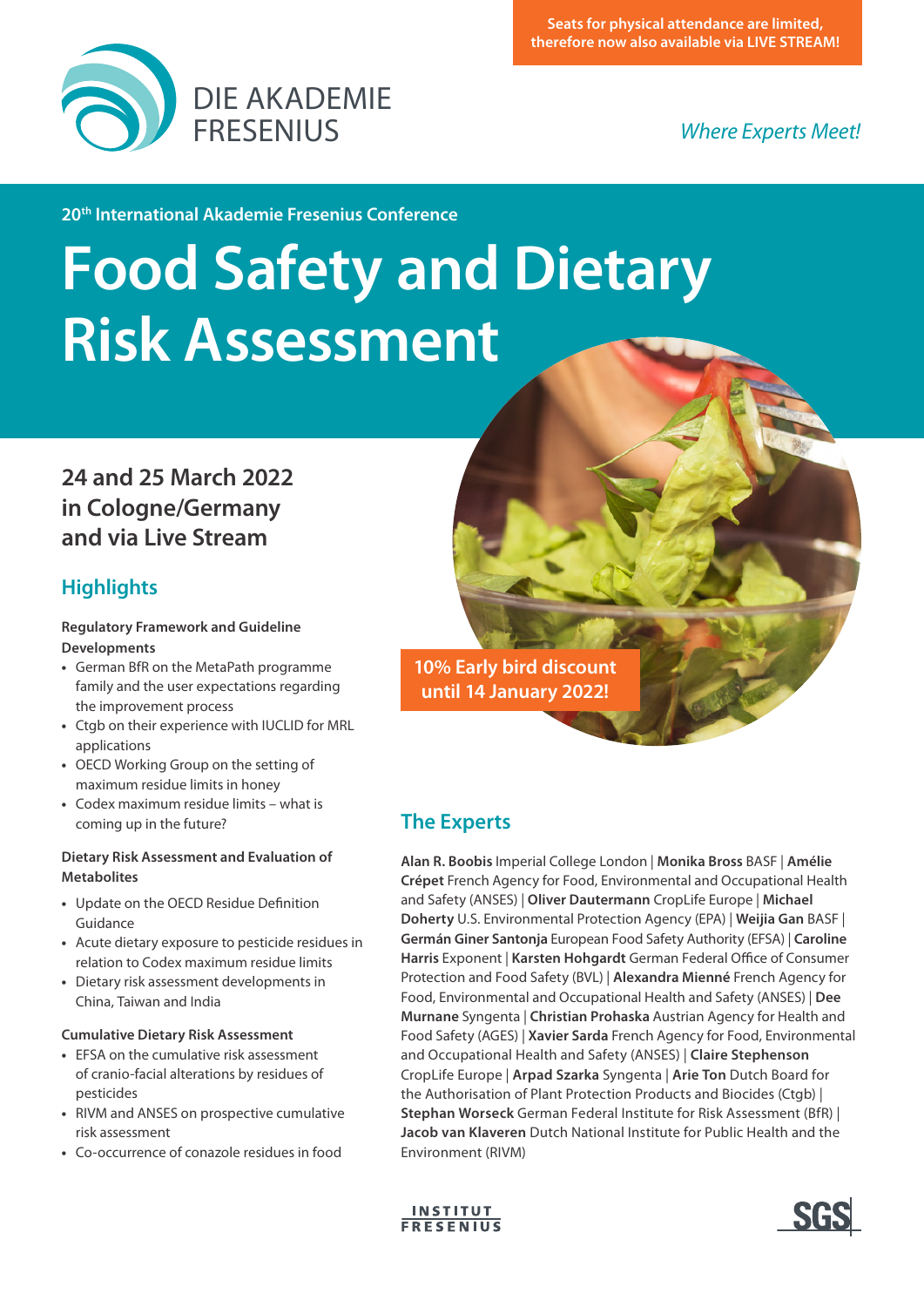Seats for physical attendance are limited, therefore now also available via LIVE STREAM!

DIE AKADEMIE FRESENIUS

*Where Experts Meet!*

20th International Akademie Fresenius Conference

# Food Safety and Dietary Risk Assessment

## 24 and 25 March 2022 in Cologne/Germany and via Live Stream

10% Early bird discount until 14 January 2022!

## Highlights

**Regulatory Framework and Guideline Developments**

- German BfR on the MetaPath programme family and the user expectations regarding the improvement process
- Ctgb on their experience with IUCLID for MRL applications
- OECD Working Group on the setting of maximum residue limits in honey
- Codex maximum residue limits – what is coming up in the future?

**Dietary Risk Assessment and Evaluation of Metabolites**

- Update on the OECD Residue Definition Guidance
- Acute dietary exposure to pesticide residues in relation to Codex maximum residue limits
- Dietary risk assessment developments in China, Taiwan and India

**Cumulative Dietary Risk Assessment**

- EFSA on the cumulative risk assessment of cranio-facial alterations by residues of pesticides
- RIVM and ANSES on prospective cumulative risk assessment
- Co-occurrence of conazole residues in food

## The Experts

**Alan R. Boobis** Imperial College London | **Monika Bross** BASF | **Amélie Crépet** French Agency for Food, Environmental and Occupational Health and Safety (ANSES) | **Oliver Dautermann** CropLife Europe | **Michael Doherty** U.S. Environmental Protection Agency (EPA) | **Weijia Gan** BASF | **Germán Giner Santonja** European Food Safety Authority (EFSA) | **Caroline Harris** Exponent | **Karsten Hohgardt** German Federal Office of Consumer Protection and Food Safety (BVL) | **Alexandra Mienné** French Agency for Food, Environmental and Occupational Health and Safety (ANSES) | **Dee Murnane** Syngenta | **Christian Prohaska** Austrian Agency for Health and Food Safety (AGES) | **Xavier Sarda** French Agency for Food, Environmental and Occupational Health and Safety (ANSES) | **Claire Stephenson** CropLife Europe | **Arpad Szarka** Syngenta | **Arie Ton** Dutch Board for the Authorisation of Plant Protection Products and Biocides (Ctgb) | **Stephan Worseck** German Federal Institute for Risk Assessment (BfR) | **Jacob van Klaveren** Dutch National Institute for Public Health and the Environment (RIVM)

INSTITUT FRESENIUS

SGS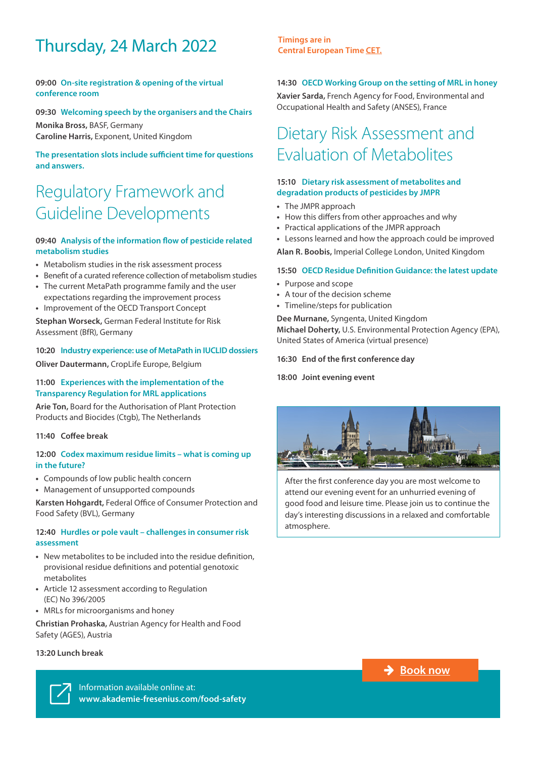# Thursday, 24 March 2022

Timings are in Central European Time CET.

**09:00 On-site registration & opening of the virtual conference room**

**09:30 Welcoming speech by the organisers and the Chairs**

**Monika Bross,** BASF, Germany
**Caroline Harris,** Exponent, United Kingdom

**The presentation slots include sufficient time for questions and answers.**

## Regulatory Framework and Guideline Developments

**09:40 Analysis of the information flow of pesticide related metabolism studies**

- Metabolism studies in the risk assessment process
- Benefit of a curated reference collection of metabolism studies
- The current MetaPath programme family and the user expectations regarding the improvement process
- Improvement of the OECD Transport Concept

**Stephan Worseck,** German Federal Institute for Risk Assessment (BfR), Germany

**10:20 Industry experience: use of MetaPath in IUCLID dossiers**

**Oliver Dautermann,** CropLife Europe, Belgium

**11:00 Experiences with the implementation of the Transparency Regulation for MRL applications**

**Arie Ton,** Board for the Authorisation of Plant Protection Products and Biocides (Ctgb), The Netherlands

**11:40 Coffee break**

**12:00 Codex maximum residue limits – what is coming up in the future?**

- Compounds of low public health concern
- Management of unsupported compounds

**Karsten Hohgardt,** Federal Office of Consumer Protection and Food Safety (BVL), Germany

**12:40 Hurdles or pole vault – challenges in consumer risk assessment**

- New metabolites to be included into the residue definition, provisional residue definitions and potential genotoxic metabolites
- Article 12 assessment according to Regulation (EC) No 396/2005
- MRLs for microorganisms and honey

**Christian Prohaska,** Austrian Agency for Health and Food Safety (AGES), Austria

**13:20 Lunch break**

**14:30 OECD Working Group on the setting of MRL in honey**

**Xavier Sarda,** French Agency for Food, Environmental and Occupational Health and Safety (ANSES), France

## Dietary Risk Assessment and Evaluation of Metabolites

**15:10 Dietary risk assessment of metabolites and degradation products of pesticides by JMPR**

- The JMPR approach
- How this differs from other approaches and why
- Practical applications of the JMPR approach
- Lessons learned and how the approach could be improved

**Alan R. Boobis,** Imperial College London, United Kingdom

**15:50 OECD Residue Definition Guidance: the latest update**

- Purpose and scope
- A tour of the decision scheme
- Timeline/steps for publication

**Dee Murnane,** Syngenta, United Kingdom
**Michael Doherty,** U.S. Environmental Protection Agency (EPA), United States of America (virtual presence)

**16:30 End of the first conference day**

**18:00 Joint evening event**

After the first conference day you are most welcome to attend our evening event for an unhurried evening of good food and leisure time. Please join us to continue the day's interesting discussions in a relaxed and comfortable atmosphere.

Book now

Information available online at:
**www.akademie-fresenius.com/food-safety**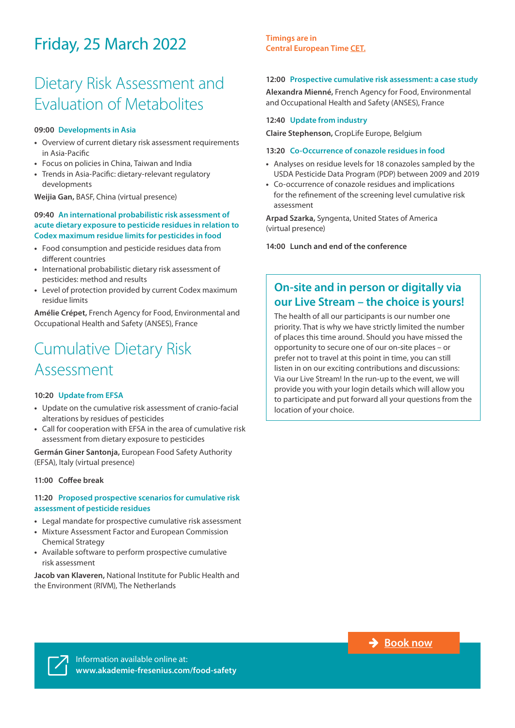# Friday, 25 March 2022

Timings are in Central European Time CET.

## Dietary Risk Assessment and Evaluation of Metabolites

**09:00 Developments in Asia**

- Overview of current dietary risk assessment requirements in Asia-Pacific
- Focus on policies in China, Taiwan and India
- Trends in Asia-Pacific: dietary-relevant regulatory developments

**Weijia Gan,** BASF, China (virtual presence)

**09:40 An international probabilistic risk assessment of acute dietary exposure to pesticide residues in relation to Codex maximum residue limits for pesticides in food**

- Food consumption and pesticide residues data from different countries
- International probabilistic dietary risk assessment of pesticides: method and results
- Level of protection provided by current Codex maximum residue limits

**Amélie Crépet,** French Agency for Food, Environmental and Occupational Health and Safety (ANSES), France

## Cumulative Dietary Risk Assessment

**10:20 Update from EFSA**

- Update on the cumulative risk assessment of cranio-facial alterations by residues of pesticides
- Call for cooperation with EFSA in the area of cumulative risk assessment from dietary exposure to pesticides

**Germán Giner Santonja,** European Food Safety Authority (EFSA), Italy (virtual presence)

**11:00 Coffee break**

**11:20 Proposed prospective scenarios for cumulative risk assessment of pesticide residues**

- Legal mandate for prospective cumulative risk assessment
- Mixture Assessment Factor and European Commission Chemical Strategy
- Available software to perform prospective cumulative risk assessment

**Jacob van Klaveren,** National Institute for Public Health and the Environment (RIVM), The Netherlands

**12:00 Prospective cumulative risk assessment: a case study**

**Alexandra Mienné,** French Agency for Food, Environmental and Occupational Health and Safety (ANSES), France

**12:40 Update from industry**

**Claire Stephenson,** CropLife Europe, Belgium

**13:20 Co-Occurrence of conazole residues in food**

- Analyses on residue levels for 18 conazoles sampled by the USDA Pesticide Data Program (PDP) between 2009 and 2019
- Co-occurrence of conazole residues and implications for the refinement of the screening level cumulative risk assessment

**Arpad Szarka,** Syngenta, United States of America (virtual presence)

**14:00 Lunch and end of the conference**

### On-site and in person or digitally via our Live Stream – the choice is yours!

The health of all our participants is our number one priority. That is why we have strictly limited the number of places this time around. Should you have missed the opportunity to secure one of our on-site places – or prefer not to travel at this point in time, you can still listen in on our exciting contributions and discussions: Via our Live Stream! In the run-up to the event, we will provide you with your login details which will allow you to participate and put forward all your questions from the location of your choice.

Book now

Information available online at:
**www.akademie-fresenius.com/food-safety**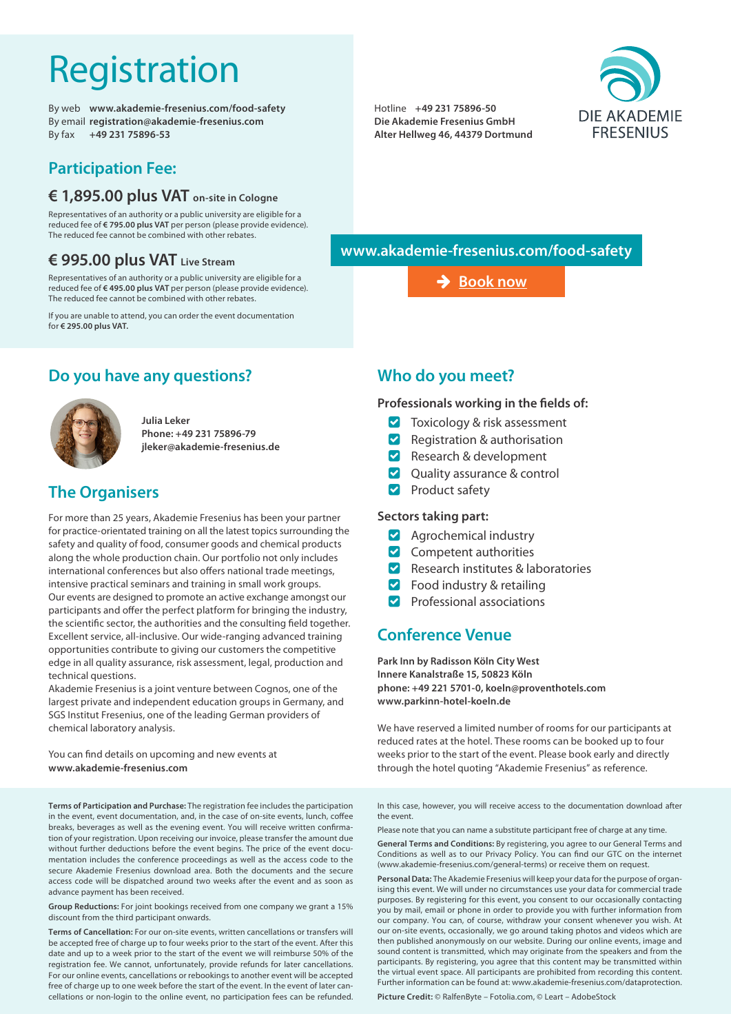# Registration

By web **www.akademie-fresenius.com/food-safety**
By email **registration@akademie-fresenius.com**
By fax **+49 231 75896-53**

Hotline **+49 231 75896-50**
**Die Akademie Fresenius GmbH**
**Alter Hellweg 46, 44379 Dortmund**

DIE AKADEMIE FRESENIUS

## Participation Fee:

### € 1,895.00 plus VAT on-site in Cologne

Representatives of an authority or a public university are eligible for a reduced fee of **€ 795.00 plus VAT** per person (please provide evidence). The reduced fee cannot be combined with other rebates.

### € 995.00 plus VAT Live Stream

Representatives of an authority or a public university are eligible for a reduced fee of **€ 495.00 plus VAT** per person (please provide evidence). The reduced fee cannot be combined with other rebates.

If you are unable to attend, you can order the event documentation for **€ 295.00 plus VAT.**

**www.akademie-fresenius.com/food-safety**

**Book now**

## Do you have any questions?

**Julia Leker**
**Phone: +49 231 75896-79**
**jleker@akademie-fresenius.de**

## The Organisers

For more than 25 years, Akademie Fresenius has been your partner for practice-orientated training on all the latest topics surrounding the safety and quality of food, consumer goods and chemical products along the whole production chain. Our portfolio not only includes international conferences but also offers national trade meetings, intensive practical seminars and training in small work groups. Our events are designed to promote an active exchange amongst our participants and offer the perfect platform for bringing the industry, the scientific sector, the authorities and the consulting field together. Excellent service, all-inclusive. Our wide-ranging advanced training opportunities contribute to giving our customers the competitive edge in all quality assurance, risk assessment, legal, production and technical questions.
Akademie Fresenius is a joint venture between Cognos, one of the largest private and independent education groups in Germany, and SGS Institut Fresenius, one of the leading German providers of chemical laboratory analysis.

You can find details on upcoming and new events at
**www.akademie-fresenius.com**

## Who do you meet?

**Professionals working in the fields of:**

- Toxicology & risk assessment
- Registration & authorisation
- Research & development
- Quality assurance & control
- Product safety

**Sectors taking part:**

- Agrochemical industry
- Competent authorities
- Research institutes & laboratories
- Food industry & retailing
- Professional associations

## Conference Venue

**Park Inn by Radisson Köln City West**
**Innere Kanalstraße 15, 50823 Köln**
**phone: +49 221 5701-0, koeln@proventhotels.com**
**www.parkinn-hotel-koeln.de**

We have reserved a limited number of rooms for our participants at reduced rates at the hotel. These rooms can be booked up to four weeks prior to the start of the event. Please book early and directly through the hotel quoting "Akademie Fresenius" as reference.

**Terms of Participation and Purchase:** The registration fee includes the participation in the event, event documentation, and, in the case of on-site events, lunch, coffee breaks, beverages as well as the evening event. You will receive written confirmation of your registration. Upon receiving our invoice, please transfer the amount due without further deductions before the event begins. The price of the event documentation includes the conference proceedings as well as the access code to the secure Akademie Fresenius download area. Both the documents and the secure access code will be dispatched around two weeks after the event and as soon as advance payment has been received.

**Group Reductions:** For joint bookings received from one company we grant a 15% discount from the third participant onwards.

**Terms of Cancellation:** For our on-site events, written cancellations or transfers will be accepted free of charge up to four weeks prior to the start of the event. After this date and up to a week prior to the start of the event we will reimburse 50% of the registration fee. We cannot, unfortunately, provide refunds for later cancellations. For our online events, cancellations or rebookings to another event will be accepted free of charge up to one week before the start of the event. In the event of later cancellations or non-login to the online event, no participation fees can be refunded. In this case, however, you will receive access to the documentation download after the event.

Please note that you can name a substitute participant free of charge at any time.

**General Terms and Conditions:** By registering, you agree to our General Terms and Conditions as well as to our Privacy Policy. You can find our GTC on the internet (www.akademie-fresenius.com/general-terms) or receive them on request.

**Personal Data:** The Akademie Fresenius will keep your data for the purpose of organising this event. We will under no circumstances use your data for commercial trade purposes. By registering for this event, you consent to our occasionally contacting you by mail, email or phone in order to provide you with further information from our company. You can, of course, withdraw your consent whenever you wish. At our on-site events, occasionally, we go around taking photos and videos which are then published anonymously on our website. During our online events, image and sound content is transmitted, which may originate from the speakers and from the participants. By registering, you agree that this content may be transmitted within the virtual event space. All participants are prohibited from recording this content. Further information can be found at: www.akademie-fresenius.com/dataprotection.

**Picture Credit:** © RalfenByte – Fotolia.com, © Leart – AdobeStock